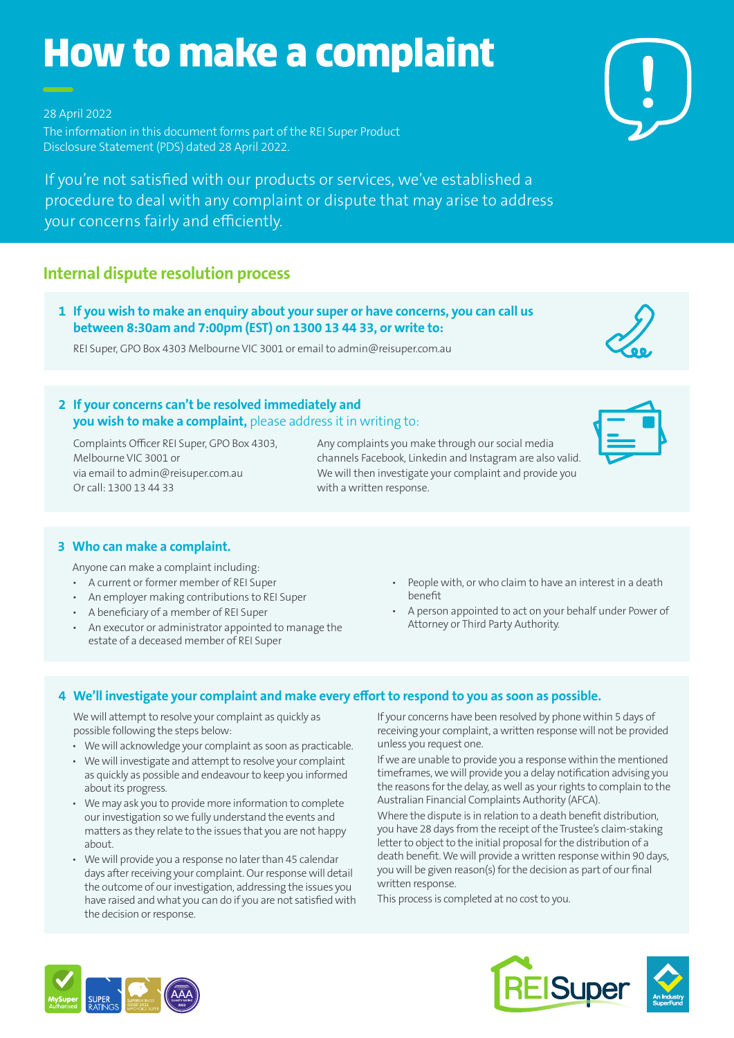# How to make a complaint

28 April 2022

The information in this document forms part of the REI Super Product Disclosure Statement (PDS) dated 28 April 2022.

If you're not satisfied with our products or services, we've established a procedure to deal with any complaint or dispute that may arise to address your concerns fairly and efficiently.

## Internal dispute resolution process

### 1 If you wish to make an enquiry about your super or have concerns, you can call us between 8:30am and 7:00pm (EST) on 1300 13 44 33, or write to:

REI Super, GPO Box 4303 Melbourne VIC 3001 or email to admin@reisuper.com.au

### 2 If your concerns can't be resolved immediately and you wish to make a complaint, please address it in writing to:

Complaints Officer REI Super, GPO Box 4303, Melbourne VIC 3001 or
via email to admin@reisuper.com.au
Or call: 1300 13 44 33

Any complaints you make through our social media channels Facebook, Linkedin and Instagram are also valid. We will then investigate your complaint and provide you with a written response.

### 3 Who can make a complaint.

Anyone can make a complaint including:

- A current or former member of REI Super
- An employer making contributions to REI Super
- A beneficiary of a member of REI Super
- An executor or administrator appointed to manage the estate of a deceased member of REI Super
- People with, or who claim to have an interest in a death benefit
- A person appointed to act on your behalf under Power of Attorney or Third Party Authority.

### 4 We'll investigate your complaint and make every effort to respond to you as soon as possible.

We will attempt to resolve your complaint as quickly as possible following the steps below:

- We will acknowledge your complaint as soon as practicable.
- We will investigate and attempt to resolve your complaint as quickly as possible and endeavour to keep you informed about its progress.
- We may ask you to provide more information to complete our investigation so we fully understand the events and matters as they relate to the issues that you are not happy about.
- We will provide you a response no later than 45 calendar days after receiving your complaint. Our response will detail the outcome of our investigation, addressing the issues you have raised and what you can do if you are not satisfied with the decision or response.

If your concerns have been resolved by phone within 5 days of receiving your complaint, a written response will not be provided unless you request one.

If we are unable to provide you a response within the mentioned timeframes, we will provide you a delay notification advising you the reasons for the delay, as well as your rights to complain to the Australian Financial Complaints Authority (AFCA).

Where the dispute is in relation to a death benefit distribution, you have 28 days from the receipt of the Trustee's claim-staking letter to object to the initial proposal for the distribution of a death benefit. We will provide a written response within 90 days, you will be given reason(s) for the decision as part of our final written response.

This process is completed at no cost to you.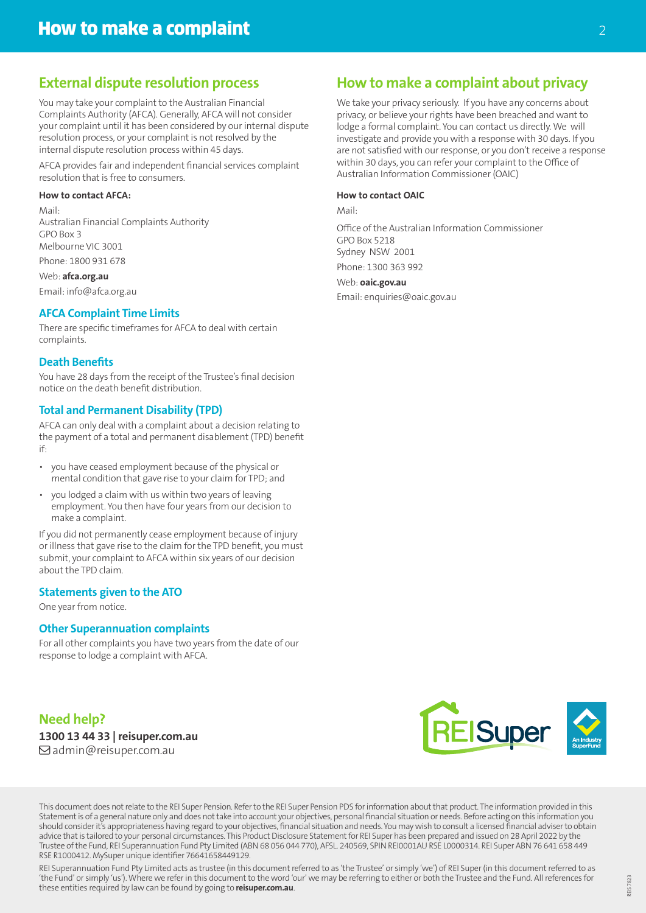# How to make a complaint

## External dispute resolution process

You may take your complaint to the Australian Financial Complaints Authority (AFCA). Generally, AFCA will not consider your complaint until it has been considered by our internal dispute resolution process, or your complaint is not resolved by the internal dispute resolution process within 45 days.

AFCA provides fair and independent financial services complaint resolution that is free to consumers.

**How to contact AFCA:**

Mail:
Australian Financial Complaints Authority
GPO Box 3
Melbourne VIC 3001

Phone: 1800 931 678

Web: **afca.org.au**

Email: info@afca.org.au

### AFCA Complaint Time Limits

There are specific timeframes for AFCA to deal with certain complaints.

### Death Benefits

You have 28 days from the receipt of the Trustee's final decision notice on the death benefit distribution.

### Total and Permanent Disability (TPD)

AFCA can only deal with a complaint about a decision relating to the payment of a total and permanent disablement (TPD) benefit if:

- you have ceased employment because of the physical or mental condition that gave rise to your claim for TPD; and
- you lodged a claim with us within two years of leaving employment. You then have four years from our decision to make a complaint.

If you did not permanently cease employment because of injury or illness that gave rise to the claim for the TPD benefit, you must submit, your complaint to AFCA within six years of our decision about the TPD claim.

### Statements given to the ATO

One year from notice.

### Other Superannuation complaints

For all other complaints you have two years from the date of our response to lodge a complaint with AFCA.

## How to make a complaint about privacy

We take your privacy seriously. If you have any concerns about privacy, or believe your rights have been breached and want to lodge a formal complaint. You can contact us directly. We will investigate and provide you with a response with 30 days. If you are not satisfied with our response, or you don't receive a response within 30 days, you can refer your complaint to the Office of Australian Information Commissioner (OAIC)

**How to contact OAIC**

Mail:

Office of the Australian Information Commissioner
GPO Box 5218
Sydney NSW 2001

Phone: 1300 363 992

Web: **oaic.gov.au**

Email: enquiries@oaic.gov.au

## Need help?

**1300 13 44 33 | reisuper.com.au**
admin@reisuper.com.au

This document does not relate to the REI Super Pension. Refer to the REI Super Pension PDS for information about that product. The information provided in this Statement is of a general nature only and does not take into account your objectives, personal financial situation or needs. Before acting on this information you should consider it's appropriateness having regard to your objectives, financial situation and needs. You may wish to consult a licensed financial adviser to obtain advice that is tailored to your personal circumstances. This Product Disclosure Statement for REI Super has been prepared and issued on 28 April 2022 by the Trustee of the Fund, REI Superannuation Fund Pty Limited (ABN 68 056 044 770), AFSL 240569, SPIN REI0001AU RSE L0000314. REI Super ABN 76 641 658 449 RSE R1000412. MySuper unique identifier 76641658449129.

REI Superannuation Fund Pty Limited acts as trustee (in this document referred to as 'the Trustee' or simply 'we') of REI Super (in this document referred to as 'the Fund' or simply 'us'). Where we refer in this document to the word 'our' we may be referring to either or both the Trustee and the Fund. All references for these entities required by law can be found by going to **reisuper.com.au**.

REIS 7823